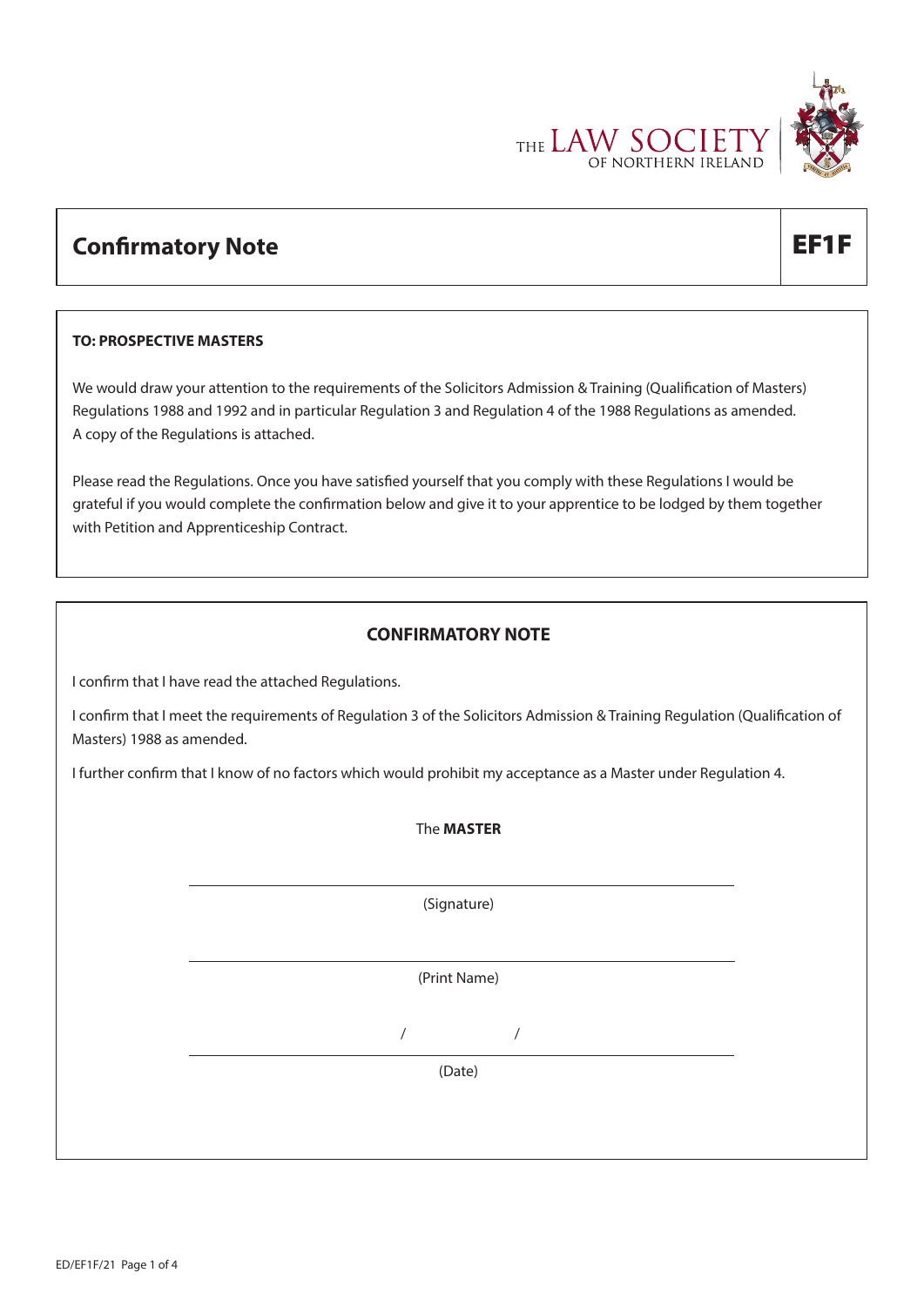THE LAW SOCIETY OF NORTHERN IRELAND

# Confirmatory Note

**EF1F**

**TO: PROSPECTIVE MASTERS**

We would draw your attention to the requirements of the Solicitors Admission & Training (Qualification of Masters) Regulations 1988 and 1992 and in particular Regulation 3 and Regulation 4 of the 1988 Regulations as amended. A copy of the Regulations is attached.

Please read the Regulations. Once you have satisfied yourself that you comply with these Regulations I would be grateful if you would complete the confirmation below and give it to your apprentice to be lodged by them together with Petition and Apprenticeship Contract.

## CONFIRMATORY NOTE

I confirm that I have read the attached Regulations.

I confirm that I meet the requirements of Regulation 3 of the Solicitors Admission & Training Regulation (Qualification of Masters) 1988 as amended.

I further confirm that I know of no factors which would prohibit my acceptance as a Master under Regulation 4.

The **MASTER**

\_\_\_\_\_\_\_\_\_\_\_\_\_\_\_\_\_\_\_\_\_\_\_\_\_\_\_\_\_\_\_\_\_\_\_\_\_\_\_\_
(Signature)

\_\_\_\_\_\_\_\_\_\_\_\_\_\_\_\_\_\_\_\_\_\_\_\_\_\_\_\_\_\_\_\_\_\_\_\_\_\_\_\_
(Print Name)

/ /
\_\_\_\_\_\_\_\_\_\_\_\_\_\_\_\_\_\_\_\_\_\_\_\_\_\_\_\_\_\_\_\_\_\_\_\_\_\_\_\_
(Date)

ED/EF1F/21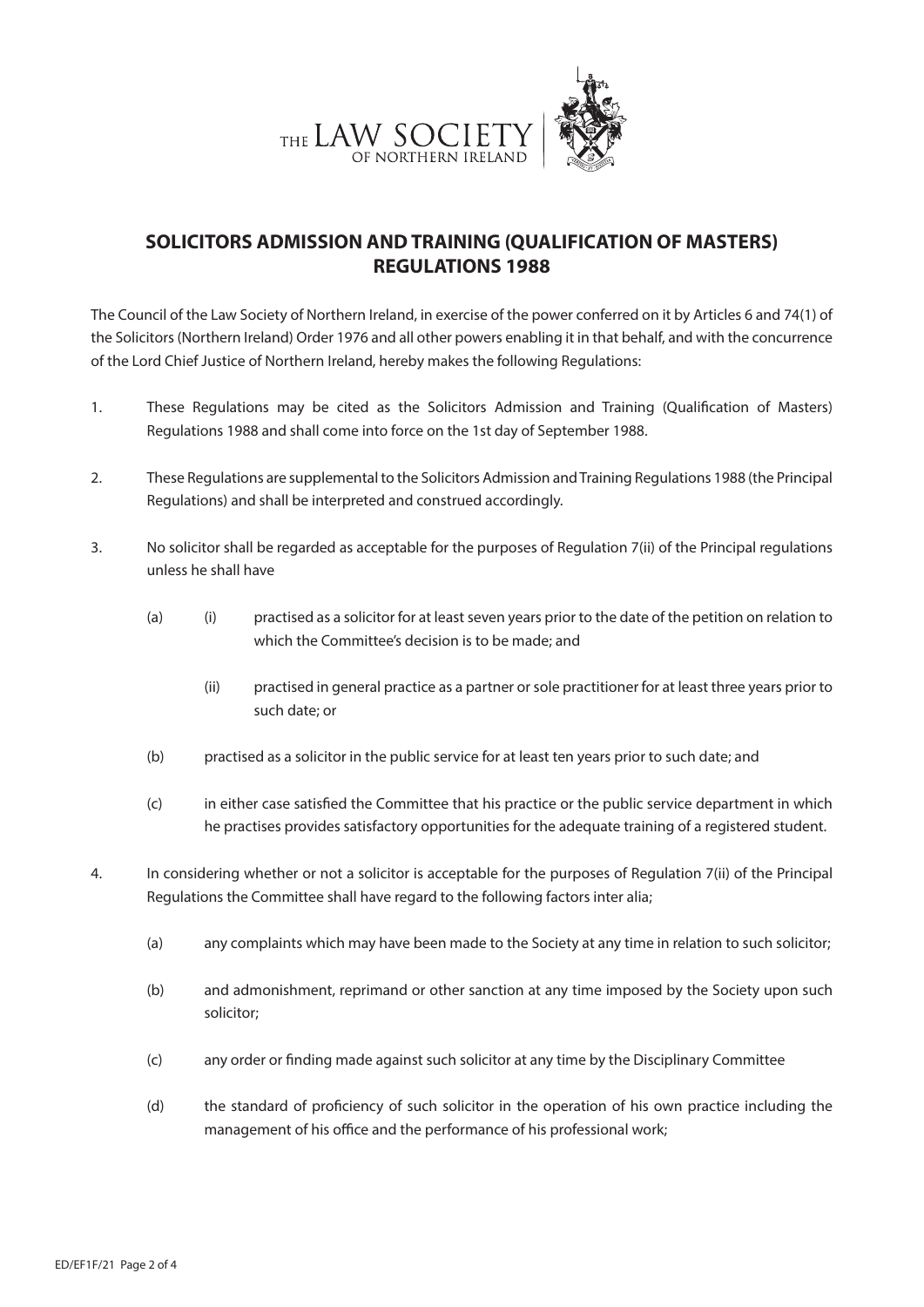THE LAW SOCIETY OF NORTHERN IRELAND

## SOLICITORS ADMISSION AND TRAINING (QUALIFICATION OF MASTERS) REGULATIONS 1988

The Council of the Law Society of Northern Ireland, in exercise of the power conferred on it by Articles 6 and 74(1) of the Solicitors (Northern Ireland) Order 1976 and all other powers enabling it in that behalf, and with the concurrence of the Lord Chief Justice of Northern Ireland, hereby makes the following Regulations:

1. These Regulations may be cited as the Solicitors Admission and Training (Qualification of Masters) Regulations 1988 and shall come into force on the 1st day of September 1988.

2. These Regulations are supplemental to the Solicitors Admission and Training Regulations 1988 (the Principal Regulations) and shall be interpreted and construed accordingly.

3. No solicitor shall be regarded as acceptable for the purposes of Regulation 7(ii) of the Principal regulations unless he shall have

   (a) (i) practised as a solicitor for at least seven years prior to the date of the petition on relation to which the Committee's decision is to be made; and

   (ii) practised in general practice as a partner or sole practitioner for at least three years prior to such date; or

   (b) practised as a solicitor in the public service for at least ten years prior to such date; and

   (c) in either case satisfied the Committee that his practice or the public service department in which he practises provides satisfactory opportunities for the adequate training of a registered student.

4. In considering whether or not a solicitor is acceptable for the purposes of Regulation 7(ii) of the Principal Regulations the Committee shall have regard to the following factors inter alia;

   (a) any complaints which may have been made to the Society at any time in relation to such solicitor;

   (b) and admonishment, reprimand or other sanction at any time imposed by the Society upon such solicitor;

   (c) any order or finding made against such solicitor at any time by the Disciplinary Committee

   (d) the standard of proficiency of such solicitor in the operation of his own practice including the management of his office and the performance of his professional work;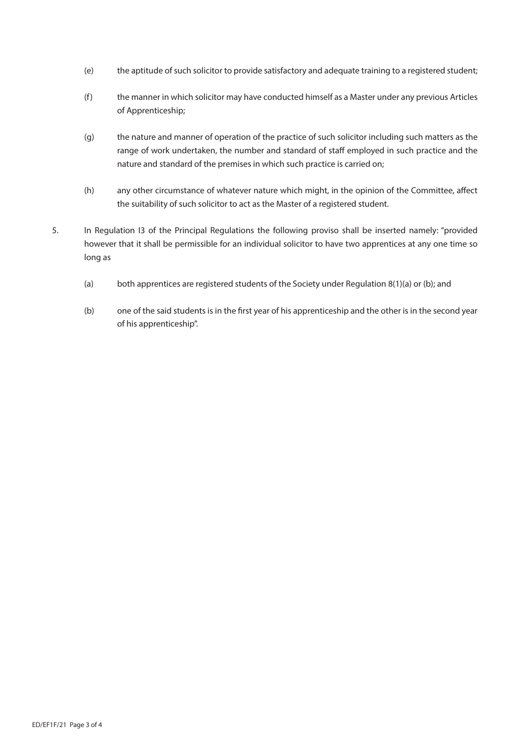(e) the aptitude of such solicitor to provide satisfactory and adequate training to a registered student;

(f) the manner in which solicitor may have conducted himself as a Master under any previous Articles of Apprenticeship;

(g) the nature and manner of operation of the practice of such solicitor including such matters as the range of work undertaken, the number and standard of staff employed in such practice and the nature and standard of the premises in which such practice is carried on;

(h) any other circumstance of whatever nature which might, in the opinion of the Committee, affect the suitability of such solicitor to act as the Master of a registered student.

5. In Regulation I3 of the Principal Regulations the following proviso shall be inserted namely: "provided however that it shall be permissible for an individual solicitor to have two apprentices at any one time so long as

   (a) both apprentices are registered students of the Society under Regulation 8(1)(a) or (b); and

   (b) one of the said students is in the first year of his apprenticeship and the other is in the second year of his apprenticeship".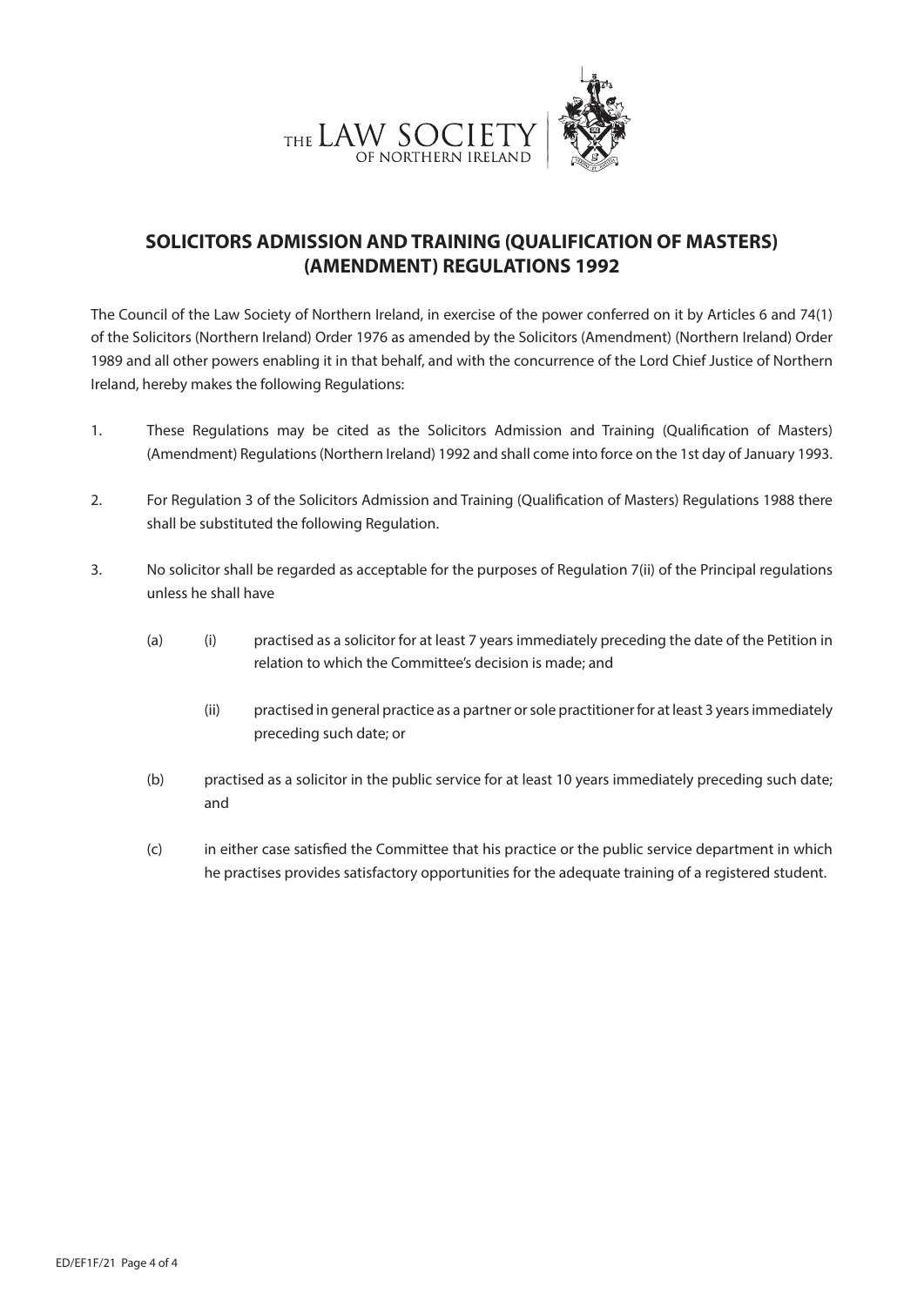## SOLICITORS ADMISSION AND TRAINING (QUALIFICATION OF MASTERS) (AMENDMENT) REGULATIONS 1992

The Council of the Law Society of Northern Ireland, in exercise of the power conferred on it by Articles 6 and 74(1) of the Solicitors (Northern Ireland) Order 1976 as amended by the Solicitors (Amendment) (Northern Ireland) Order 1989 and all other powers enabling it in that behalf, and with the concurrence of the Lord Chief Justice of Northern Ireland, hereby makes the following Regulations:

1. These Regulations may be cited as the Solicitors Admission and Training (Qualification of Masters) (Amendment) Regulations (Northern Ireland) 1992 and shall come into force on the 1st day of January 1993.

2. For Regulation 3 of the Solicitors Admission and Training (Qualification of Masters) Regulations 1988 there shall be substituted the following Regulation.

3. No solicitor shall be regarded as acceptable for the purposes of Regulation 7(ii) of the Principal regulations unless he shall have

   (a) (i) practised as a solicitor for at least 7 years immediately preceding the date of the Petition in relation to which the Committee's decision is made; and

   (ii) practised in general practice as a partner or sole practitioner for at least 3 years immediately preceding such date; or

   (b) practised as a solicitor in the public service for at least 10 years immediately preceding such date; and

   (c) in either case satisfied the Committee that his practice or the public service department in which he practises provides satisfactory opportunities for the adequate training of a registered student.